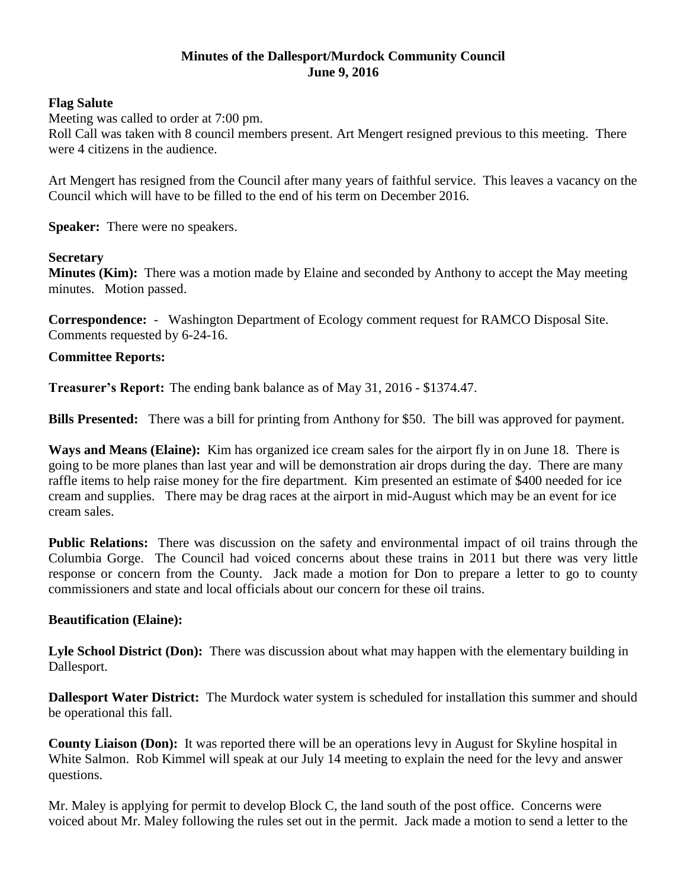# Minutes of the Dallesport/Murdock Community Council
## June 9, 2016

**Flag Salute**

Meeting was called to order at 7:00 pm.
Roll Call was taken with 8 council members present. Art Mengert resigned previous to this meeting. There were 4 citizens in the audience.

Art Mengert has resigned from the Council after many years of faithful service. This leaves a vacancy on the Council which will have to be filled to the end of his term on December 2016.

**Speaker:** There were no speakers.

**Secretary**

**Minutes (Kim):** There was a motion made by Elaine and seconded by Anthony to accept the May meeting minutes. Motion passed.

**Correspondence:** - Washington Department of Ecology comment request for RAMCO Disposal Site. Comments requested by 6-24-16.

**Committee Reports:**

**Treasurer's Report:** The ending bank balance as of May 31, 2016 - $1374.47.

**Bills Presented:** There was a bill for printing from Anthony for $50. The bill was approved for payment.

**Ways and Means (Elaine):** Kim has organized ice cream sales for the airport fly in on June 18. There is going to be more planes than last year and will be demonstration air drops during the day. There are many raffle items to help raise money for the fire department. Kim presented an estimate of $400 needed for ice cream and supplies. There may be drag races at the airport in mid-August which may be an event for ice cream sales.

**Public Relations:** There was discussion on the safety and environmental impact of oil trains through the Columbia Gorge. The Council had voiced concerns about these trains in 2011 but there was very little response or concern from the County. Jack made a motion for Don to prepare a letter to go to county commissioners and state and local officials about our concern for these oil trains.

**Beautification (Elaine):**

**Lyle School District (Don):** There was discussion about what may happen with the elementary building in Dallesport.

**Dallesport Water District:** The Murdock water system is scheduled for installation this summer and should be operational this fall.

**County Liaison (Don):** It was reported there will be an operations levy in August for Skyline hospital in White Salmon. Rob Kimmel will speak at our July 14 meeting to explain the need for the levy and answer questions.

Mr. Maley is applying for permit to develop Block C, the land south of the post office. Concerns were voiced about Mr. Maley following the rules set out in the permit. Jack made a motion to send a letter to the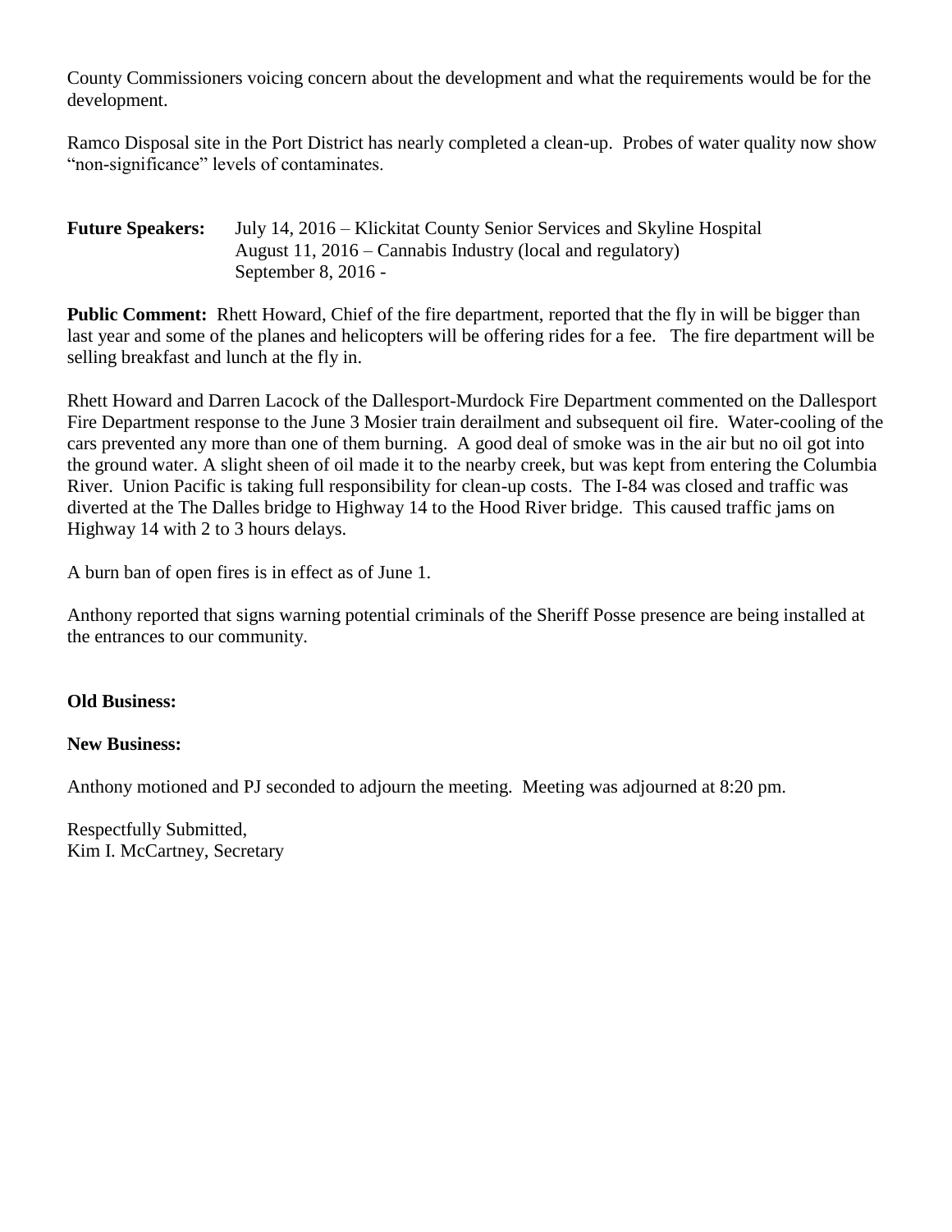County Commissioners voicing concern about the development and what the requirements would be for the development.

Ramco Disposal site in the Port District has nearly completed a clean-up. Probes of water quality now show "non-significance" levels of contaminates.

**Future Speakers:** July 14, 2016 – Klickitat County Senior Services and Skyline Hospital
August 11, 2016 – Cannabis Industry (local and regulatory)
September 8, 2016 -

**Public Comment:** Rhett Howard, Chief of the fire department, reported that the fly in will be bigger than last year and some of the planes and helicopters will be offering rides for a fee. The fire department will be selling breakfast and lunch at the fly in.

Rhett Howard and Darren Lacock of the Dallesport-Murdock Fire Department commented on the Dallesport Fire Department response to the June 3 Mosier train derailment and subsequent oil fire. Water-cooling of the cars prevented any more than one of them burning. A good deal of smoke was in the air but no oil got into the ground water. A slight sheen of oil made it to the nearby creek, but was kept from entering the Columbia River. Union Pacific is taking full responsibility for clean-up costs. The I-84 was closed and traffic was diverted at the The Dalles bridge to Highway 14 to the Hood River bridge. This caused traffic jams on Highway 14 with 2 to 3 hours delays.

A burn ban of open fires is in effect as of June 1.

Anthony reported that signs warning potential criminals of the Sheriff Posse presence are being installed at the entrances to our community.

**Old Business:**

**New Business:**

Anthony motioned and PJ seconded to adjourn the meeting. Meeting was adjourned at 8:20 pm.

Respectfully Submitted,
Kim I. McCartney, Secretary